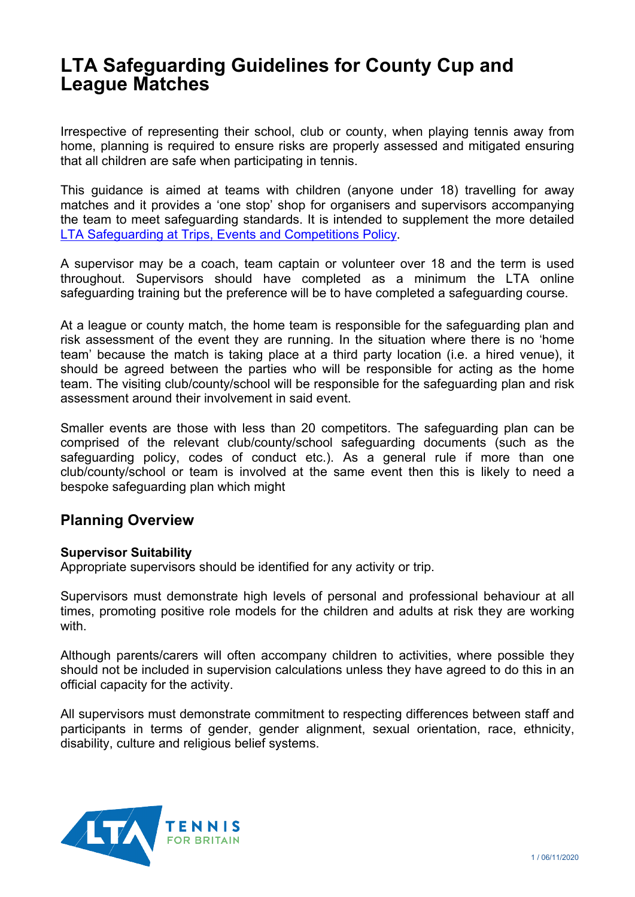# LTA Safeguarding Guidelines for County Cup and League Matches

Irrespective of representing their school, club or county, when playing tennis away from home, planning is required to ensure risks are properly assessed and mitigated ensuring that all children are safe when participating in tennis.

This guidance is aimed at teams with children (anyone under 18) travelling for away matches and it provides a 'one stop' shop for organisers and supervisors accompanying the team to meet safeguarding standards. It is intended to supplement the more detailed LTA Safeguarding at Trips, Events and Competitions Policy.

A supervisor may be a coach, team captain or volunteer over 18 and the term is used throughout. Supervisors should have completed as a minimum the LTA online safeguarding training but the preference will be to have completed a safeguarding course.

At a league or county match, the home team is responsible for the safeguarding plan and risk assessment of the event they are running. In the situation where there is no 'home team' because the match is taking place at a third party location (i.e. a hired venue), it should be agreed between the parties who will be responsible for acting as the home team. The visiting club/county/school will be responsible for the safeguarding plan and risk assessment around their involvement in said event.

Smaller events are those with less than 20 competitors. The safeguarding plan can be comprised of the relevant club/county/school safeguarding documents (such as the safeguarding policy, codes of conduct etc.). As a general rule if more than one club/county/school or team is involved at the same event then this is likely to need a bespoke safeguarding plan which might

## Planning Overview

**Supervisor Suitability**
Appropriate supervisors should be identified for any activity or trip.

Supervisors must demonstrate high levels of personal and professional behaviour at all times, promoting positive role models for the children and adults at risk they are working with.

Although parents/carers will often accompany children to activities, where possible they should not be included in supervision calculations unless they have agreed to do this in an official capacity for the activity.

All supervisors must demonstrate commitment to respecting differences between staff and participants in terms of gender, gender alignment, sexual orientation, race, ethnicity, disability, culture and religious belief systems.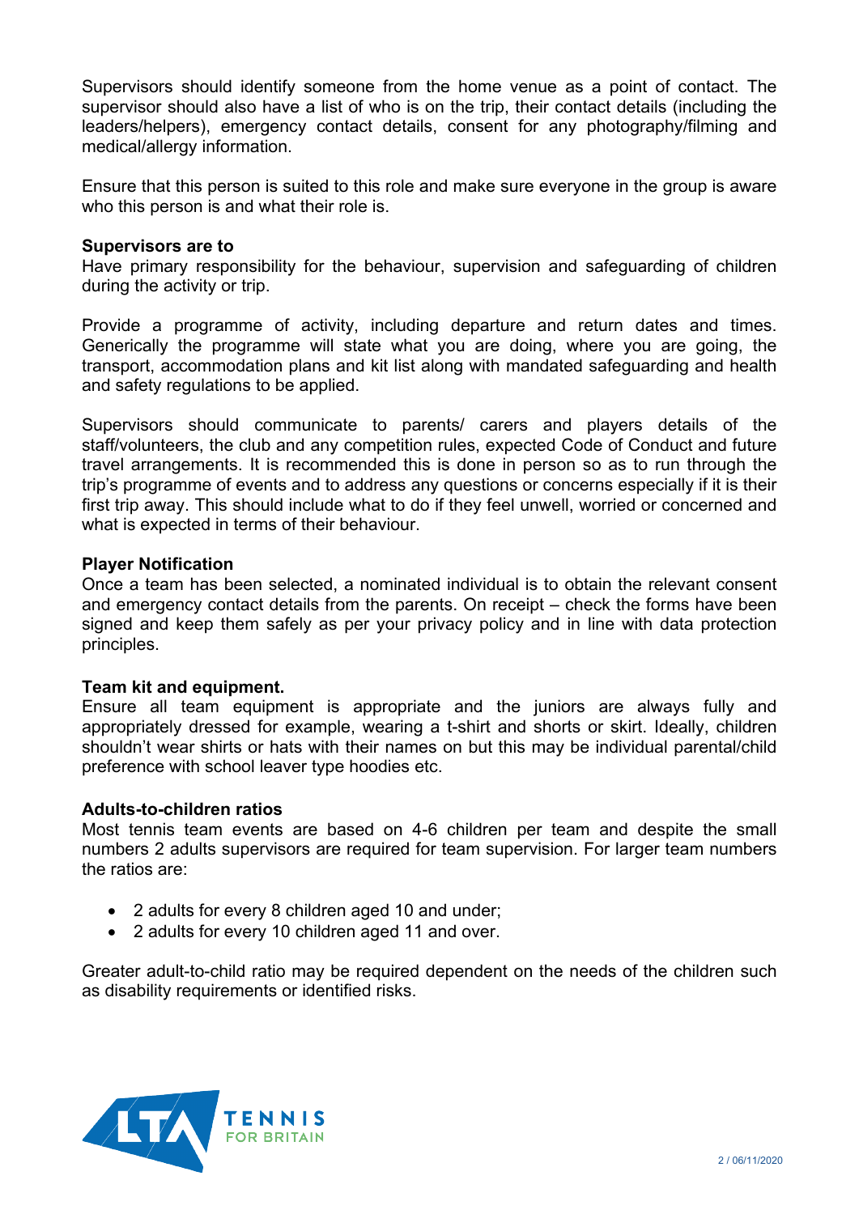Supervisors should identify someone from the home venue as a point of contact. The supervisor should also have a list of who is on the trip, their contact details (including the leaders/helpers), emergency contact details, consent for any photography/filming and medical/allergy information.

Ensure that this person is suited to this role and make sure everyone in the group is aware who this person is and what their role is.

**Supervisors are to**
Have primary responsibility for the behaviour, supervision and safeguarding of children during the activity or trip.

Provide a programme of activity, including departure and return dates and times. Generically the programme will state what you are doing, where you are going, the transport, accommodation plans and kit list along with mandated safeguarding and health and safety regulations to be applied.

Supervisors should communicate to parents/ carers and players details of the staff/volunteers, the club and any competition rules, expected Code of Conduct and future travel arrangements. It is recommended this is done in person so as to run through the trip's programme of events and to address any questions or concerns especially if it is their first trip away. This should include what to do if they feel unwell, worried or concerned and what is expected in terms of their behaviour.

**Player Notification**
Once a team has been selected, a nominated individual is to obtain the relevant consent and emergency contact details from the parents. On receipt – check the forms have been signed and keep them safely as per your privacy policy and in line with data protection principles.

**Team kit and equipment.**
Ensure all team equipment is appropriate and the juniors are always fully and appropriately dressed for example, wearing a t-shirt and shorts or skirt. Ideally, children shouldn't wear shirts or hats with their names on but this may be individual parental/child preference with school leaver type hoodies etc.

**Adults-to-children ratios**
Most tennis team events are based on 4-6 children per team and despite the small numbers 2 adults supervisors are required for team supervision. For larger team numbers the ratios are:

- 2 adults for every 8 children aged 10 and under;
- 2 adults for every 10 children aged 11 and over.

Greater adult-to-child ratio may be required dependent on the needs of the children such as disability requirements or identified risks.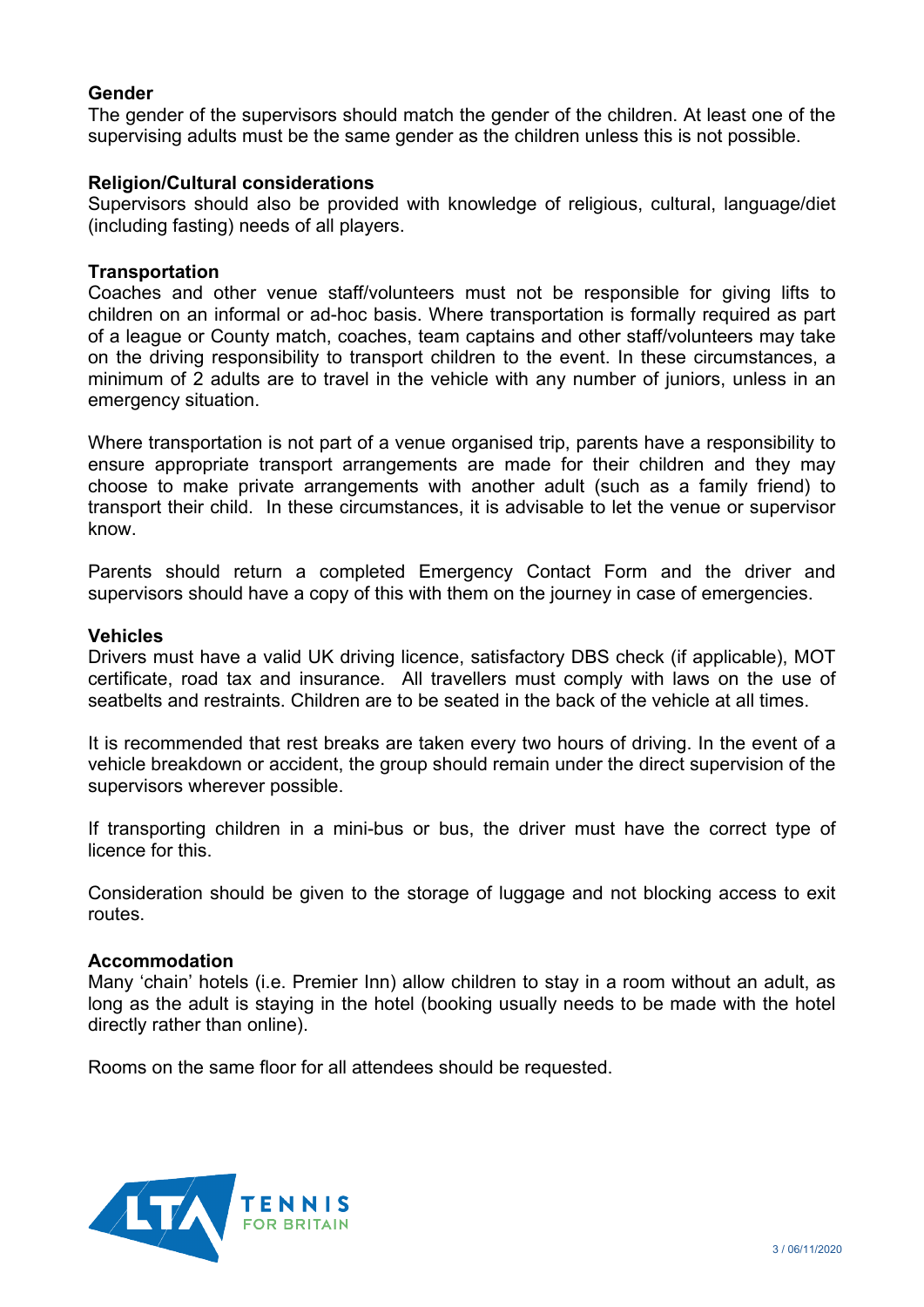**Gender**

The gender of the supervisors should match the gender of the children. At least one of the supervising adults must be the same gender as the children unless this is not possible.

**Religion/Cultural considerations**

Supervisors should also be provided with knowledge of religious, cultural, language/diet (including fasting) needs of all players.

**Transportation**

Coaches and other venue staff/volunteers must not be responsible for giving lifts to children on an informal or ad-hoc basis. Where transportation is formally required as part of a league or County match, coaches, team captains and other staff/volunteers may take on the driving responsibility to transport children to the event. In these circumstances, a minimum of 2 adults are to travel in the vehicle with any number of juniors, unless in an emergency situation.

Where transportation is not part of a venue organised trip, parents have a responsibility to ensure appropriate transport arrangements are made for their children and they may choose to make private arrangements with another adult (such as a family friend) to transport their child. In these circumstances, it is advisable to let the venue or supervisor know.

Parents should return a completed Emergency Contact Form and the driver and supervisors should have a copy of this with them on the journey in case of emergencies.

**Vehicles**

Drivers must have a valid UK driving licence, satisfactory DBS check (if applicable), MOT certificate, road tax and insurance. All travellers must comply with laws on the use of seatbelts and restraints. Children are to be seated in the back of the vehicle at all times.

It is recommended that rest breaks are taken every two hours of driving. In the event of a vehicle breakdown or accident, the group should remain under the direct supervision of the supervisors wherever possible.

If transporting children in a mini-bus or bus, the driver must have the correct type of licence for this.

Consideration should be given to the storage of luggage and not blocking access to exit routes.

**Accommodation**

Many 'chain' hotels (i.e. Premier Inn) allow children to stay in a room without an adult, as long as the adult is staying in the hotel (booking usually needs to be made with the hotel directly rather than online).

Rooms on the same floor for all attendees should be requested.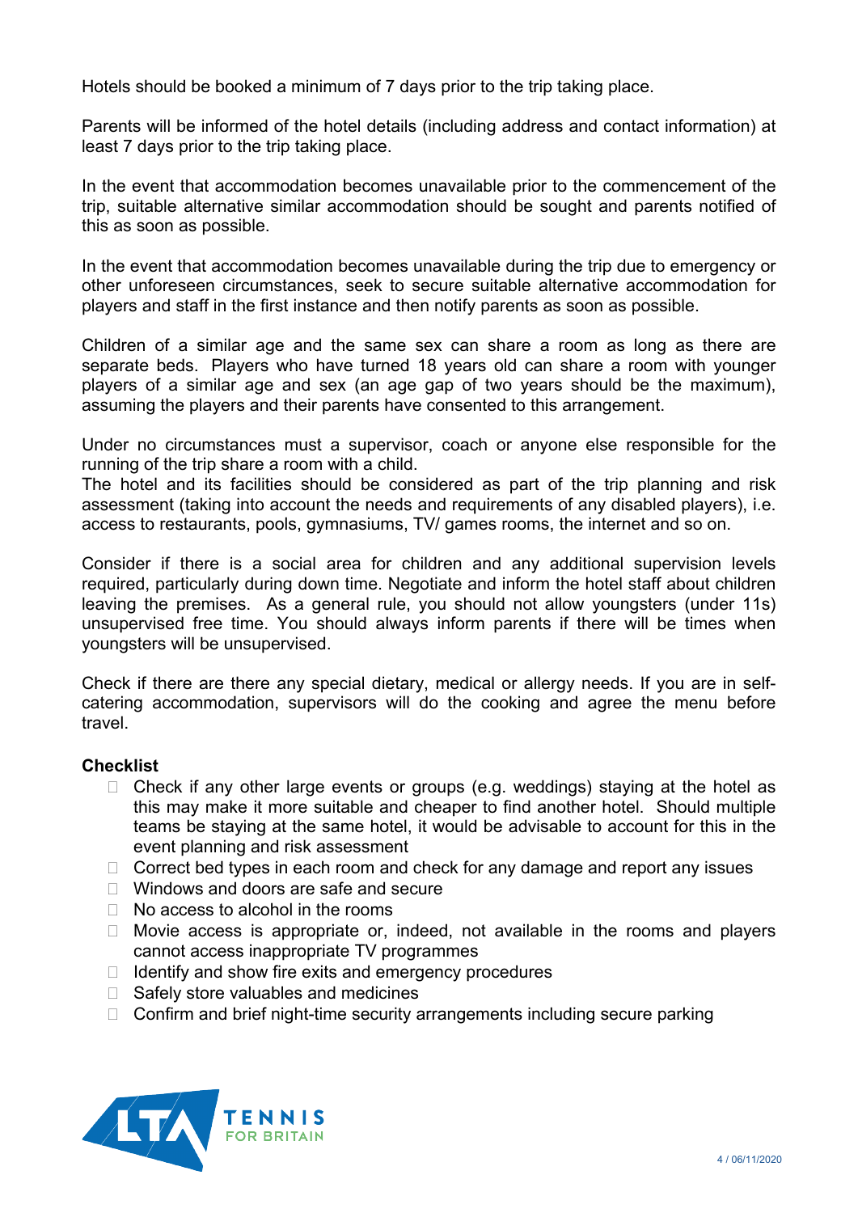Hotels should be booked a minimum of 7 days prior to the trip taking place.

Parents will be informed of the hotel details (including address and contact information) at least 7 days prior to the trip taking place.

In the event that accommodation becomes unavailable prior to the commencement of the trip, suitable alternative similar accommodation should be sought and parents notified of this as soon as possible.

In the event that accommodation becomes unavailable during the trip due to emergency or other unforeseen circumstances, seek to secure suitable alternative accommodation for players and staff in the first instance and then notify parents as soon as possible.

Children of a similar age and the same sex can share a room as long as there are separate beds. Players who have turned 18 years old can share a room with younger players of a similar age and sex (an age gap of two years should be the maximum), assuming the players and their parents have consented to this arrangement.

Under no circumstances must a supervisor, coach or anyone else responsible for the running of the trip share a room with a child.
The hotel and its facilities should be considered as part of the trip planning and risk assessment (taking into account the needs and requirements of any disabled players), i.e. access to restaurants, pools, gymnasiums, TV/ games rooms, the internet and so on.

Consider if there is a social area for children and any additional supervision levels required, particularly during down time. Negotiate and inform the hotel staff about children leaving the premises. As a general rule, you should not allow youngsters (under 11s) unsupervised free time. You should always inform parents if there will be times when youngsters will be unsupervised.

Check if there are there any special dietary, medical or allergy needs. If you are in self-catering accommodation, supervisors will do the cooking and agree the menu before travel.

**Checklist**

- Check if any other large events or groups (e.g. weddings) staying at the hotel as this may make it more suitable and cheaper to find another hotel. Should multiple teams be staying at the same hotel, it would be advisable to account for this in the event planning and risk assessment
- Correct bed types in each room and check for any damage and report any issues
- Windows and doors are safe and secure
- No access to alcohol in the rooms
- Movie access is appropriate or, indeed, not available in the rooms and players cannot access inappropriate TV programmes
- Identify and show fire exits and emergency procedures
- Safely store valuables and medicines
- Confirm and brief night-time security arrangements including secure parking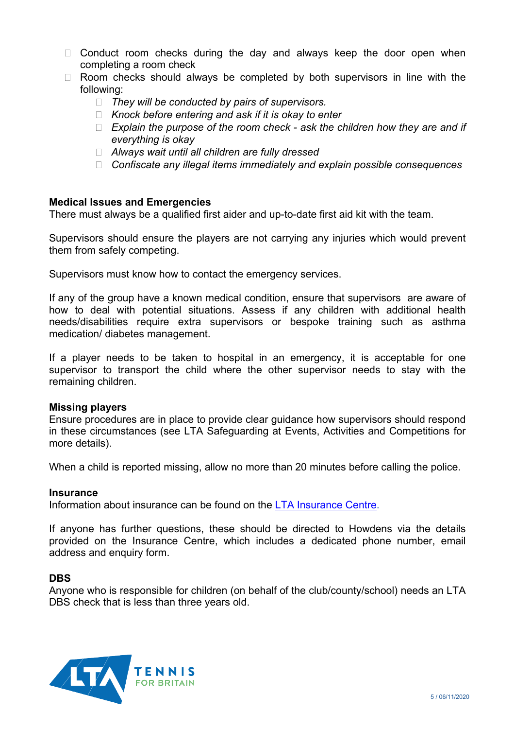- Conduct room checks during the day and always keep the door open when completing a room check
- Room checks should always be completed by both supervisors in line with the following:
  - *They will be conducted by pairs of supervisors.*
  - *Knock before entering and ask if it is okay to enter*
  - *Explain the purpose of the room check - ask the children how they are and if everything is okay*
  - *Always wait until all children are fully dressed*
  - *Confiscate any illegal items immediately and explain possible consequences*

**Medical Issues and Emergencies**

There must always be a qualified first aider and up-to-date first aid kit with the team.

Supervisors should ensure the players are not carrying any injuries which would prevent them from safely competing.

Supervisors must know how to contact the emergency services.

If any of the group have a known medical condition, ensure that supervisors are aware of how to deal with potential situations. Assess if any children with additional health needs/disabilities require extra supervisors or bespoke training such as asthma medication/ diabetes management.

If a player needs to be taken to hospital in an emergency, it is acceptable for one supervisor to transport the child where the other supervisor needs to stay with the remaining children.

**Missing players**

Ensure procedures are in place to provide clear guidance how supervisors should respond in these circumstances (see LTA Safeguarding at Events, Activities and Competitions for more details).

When a child is reported missing, allow no more than 20 minutes before calling the police.

**Insurance**

Information about insurance can be found on the LTA Insurance Centre.

If anyone has further questions, these should be directed to Howdens via the details provided on the Insurance Centre, which includes a dedicated phone number, email address and enquiry form.

**DBS**

Anyone who is responsible for children (on behalf of the club/county/school) needs an LTA DBS check that is less than three years old.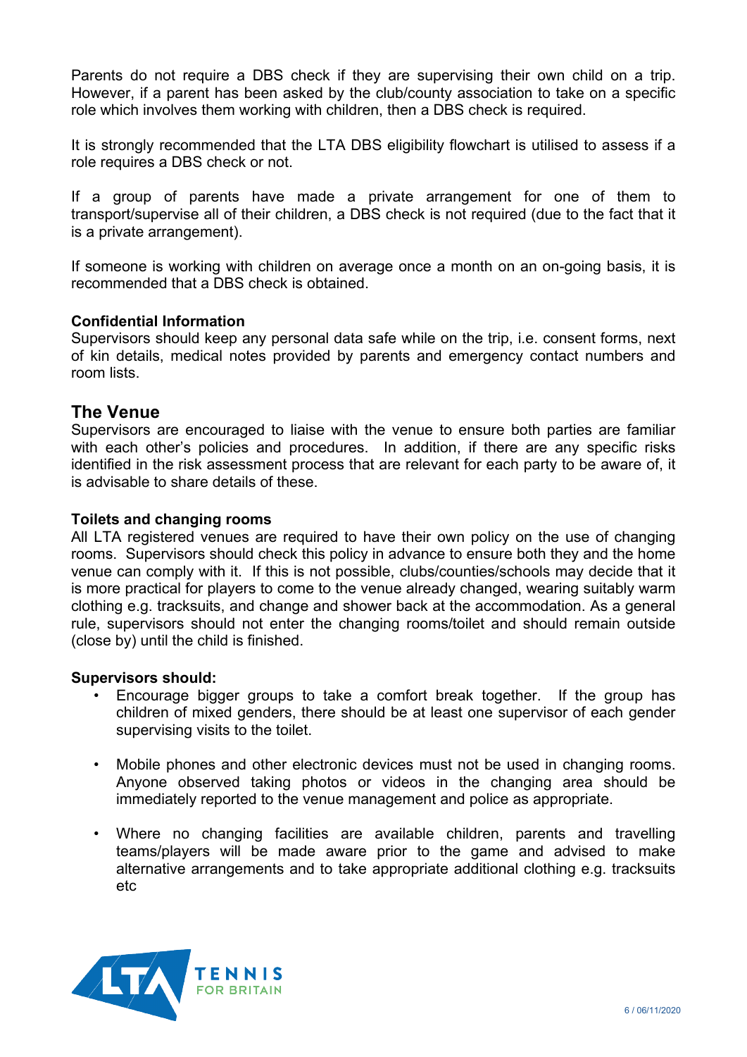Parents do not require a DBS check if they are supervising their own child on a trip. However, if a parent has been asked by the club/county association to take on a specific role which involves them working with children, then a DBS check is required.

It is strongly recommended that the LTA DBS eligibility flowchart is utilised to assess if a role requires a DBS check or not.

If a group of parents have made a private arrangement for one of them to transport/supervise all of their children, a DBS check is not required (due to the fact that it is a private arrangement).

If someone is working with children on average once a month on an on-going basis, it is recommended that a DBS check is obtained.

**Confidential Information**
Supervisors should keep any personal data safe while on the trip, i.e. consent forms, next of kin details, medical notes provided by parents and emergency contact numbers and room lists.

## The Venue

Supervisors are encouraged to liaise with the venue to ensure both parties are familiar with each other's policies and procedures. In addition, if there are any specific risks identified in the risk assessment process that are relevant for each party to be aware of, it is advisable to share details of these.

**Toilets and changing rooms**
All LTA registered venues are required to have their own policy on the use of changing rooms. Supervisors should check this policy in advance to ensure both they and the home venue can comply with it. If this is not possible, clubs/counties/schools may decide that it is more practical for players to come to the venue already changed, wearing suitably warm clothing e.g. tracksuits, and change and shower back at the accommodation. As a general rule, supervisors should not enter the changing rooms/toilet and should remain outside (close by) until the child is finished.

**Supervisors should:**

- Encourage bigger groups to take a comfort break together. If the group has children of mixed genders, there should be at least one supervisor of each gender supervising visits to the toilet.
- Mobile phones and other electronic devices must not be used in changing rooms. Anyone observed taking photos or videos in the changing area should be immediately reported to the venue management and police as appropriate.
- Where no changing facilities are available children, parents and travelling teams/players will be made aware prior to the game and advised to make alternative arrangements and to take appropriate additional clothing e.g. tracksuits etc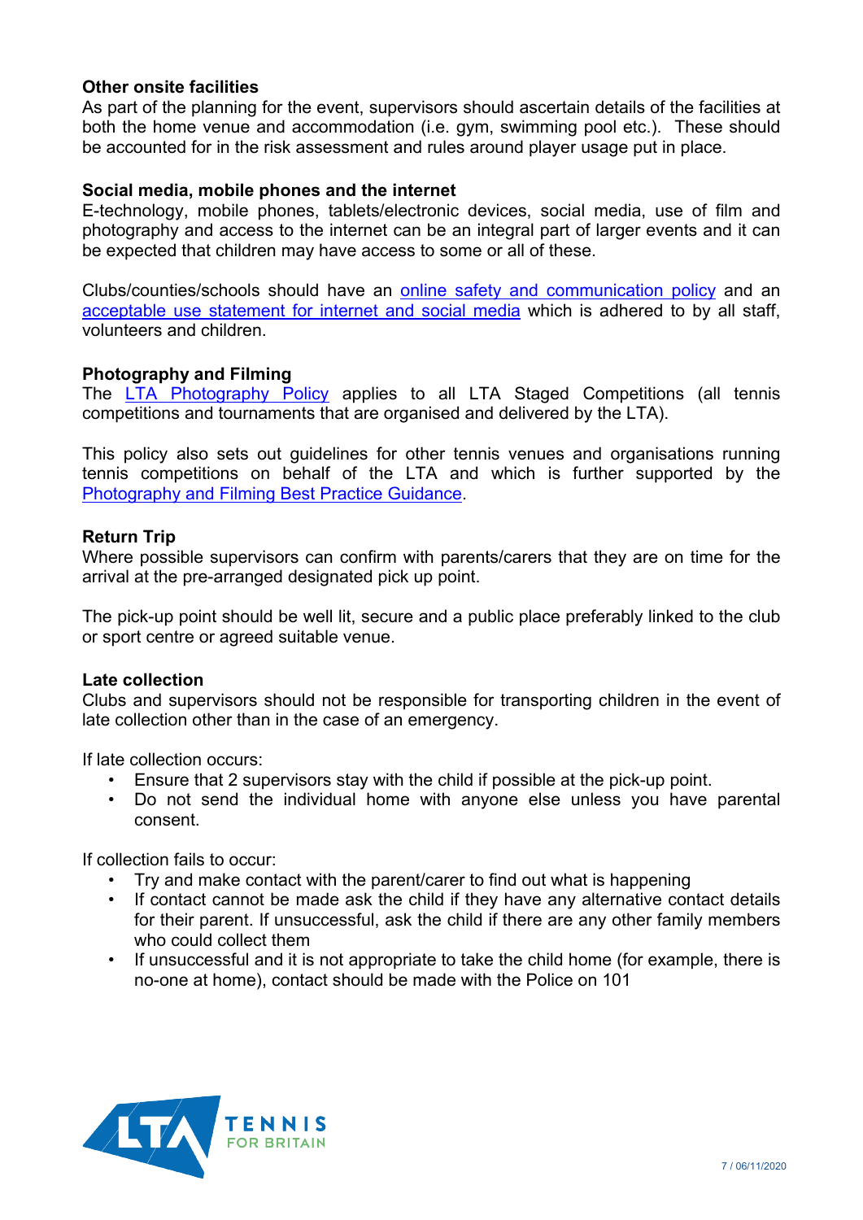### Other onsite facilities

As part of the planning for the event, supervisors should ascertain details of the facilities at both the home venue and accommodation (i.e. gym, swimming pool etc.). These should be accounted for in the risk assessment and rules around player usage put in place.

### Social media, mobile phones and the internet

E-technology, mobile phones, tablets/electronic devices, social media, use of film and photography and access to the internet can be an integral part of larger events and it can be expected that children may have access to some or all of these.

Clubs/counties/schools should have an online safety and communication policy and an acceptable use statement for internet and social media which is adhered to by all staff, volunteers and children.

### Photography and Filming

The LTA Photography Policy applies to all LTA Staged Competitions (all tennis competitions and tournaments that are organised and delivered by the LTA).

This policy also sets out guidelines for other tennis venues and organisations running tennis competitions on behalf of the LTA and which is further supported by the Photography and Filming Best Practice Guidance.

### Return Trip

Where possible supervisors can confirm with parents/carers that they are on time for the arrival at the pre-arranged designated pick up point.

The pick-up point should be well lit, secure and a public place preferably linked to the club or sport centre or agreed suitable venue.

### Late collection

Clubs and supervisors should not be responsible for transporting children in the event of late collection other than in the case of an emergency.

If late collection occurs:

- Ensure that 2 supervisors stay with the child if possible at the pick-up point.
- Do not send the individual home with anyone else unless you have parental consent.

If collection fails to occur:

- Try and make contact with the parent/carer to find out what is happening
- If contact cannot be made ask the child if they have any alternative contact details for their parent. If unsuccessful, ask the child if there are any other family members who could collect them
- If unsuccessful and it is not appropriate to take the child home (for example, there is no-one at home), contact should be made with the Police on 101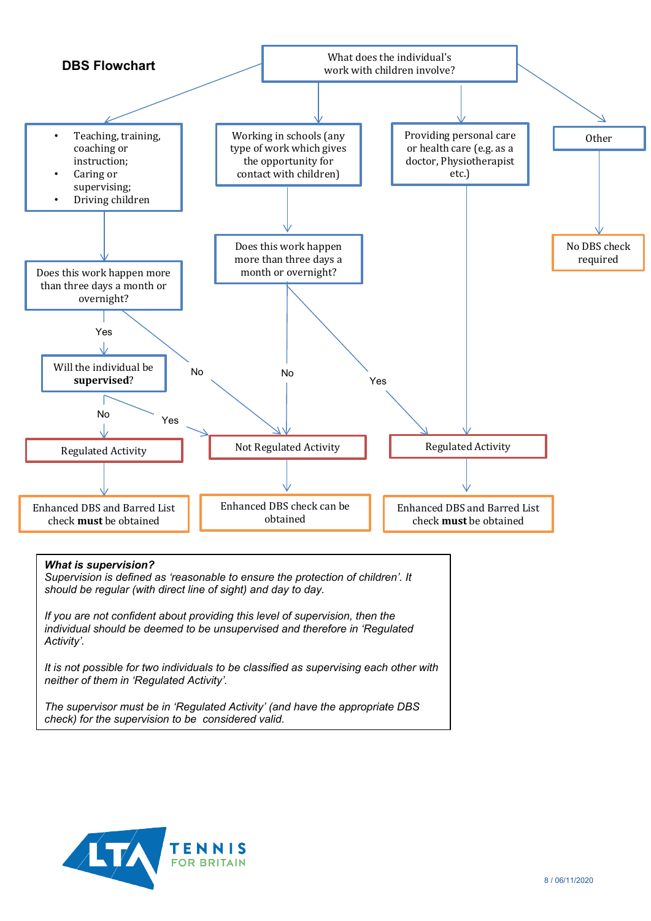## DBS Flowchart

**What does the individual's work with children involve?**

1. **Teaching, training, coaching or instruction; Caring or supervising; Driving children**
   - Does this work happen more than three days a month or overnight?
     - **No** → Not Regulated Activity → Enhanced DBS check can be obtained
     - **Yes** → Will the individual be **supervised**?
       - **No** → Regulated Activity → Enhanced DBS and Barred List check **must** be obtained
       - **Yes** → Not Regulated Activity → Enhanced DBS check can be obtained

2. **Working in schools (any type of work which gives the opportunity for contact with children)**
   - Does this work happen more than three days a month or overnight?
     - **No** → Not Regulated Activity → Enhanced DBS check can be obtained
     - **Yes** → Regulated Activity → Enhanced DBS and Barred List check **must** be obtained

3. **Providing personal care or health care (e.g. as a doctor, Physiotherapist etc.)**
   - Regulated Activity → Enhanced DBS and Barred List check **must** be obtained

4. **Other**
   - No DBS check required

***What is supervision?***

*Supervision is defined as 'reasonable to ensure the protection of children'. It should be regular (with direct line of sight) and day to day.*

*If you are not confident about providing this level of supervision, then the individual should be deemed to be unsupervised and therefore in 'Regulated Activity'.*

*It is not possible for two individuals to be classified as supervising each other with neither of them in 'Regulated Activity'.*

*The supervisor must be in 'Regulated Activity' (and have the appropriate DBS check) for the supervision to be considered valid.*

LTA TENNIS FOR BRITAIN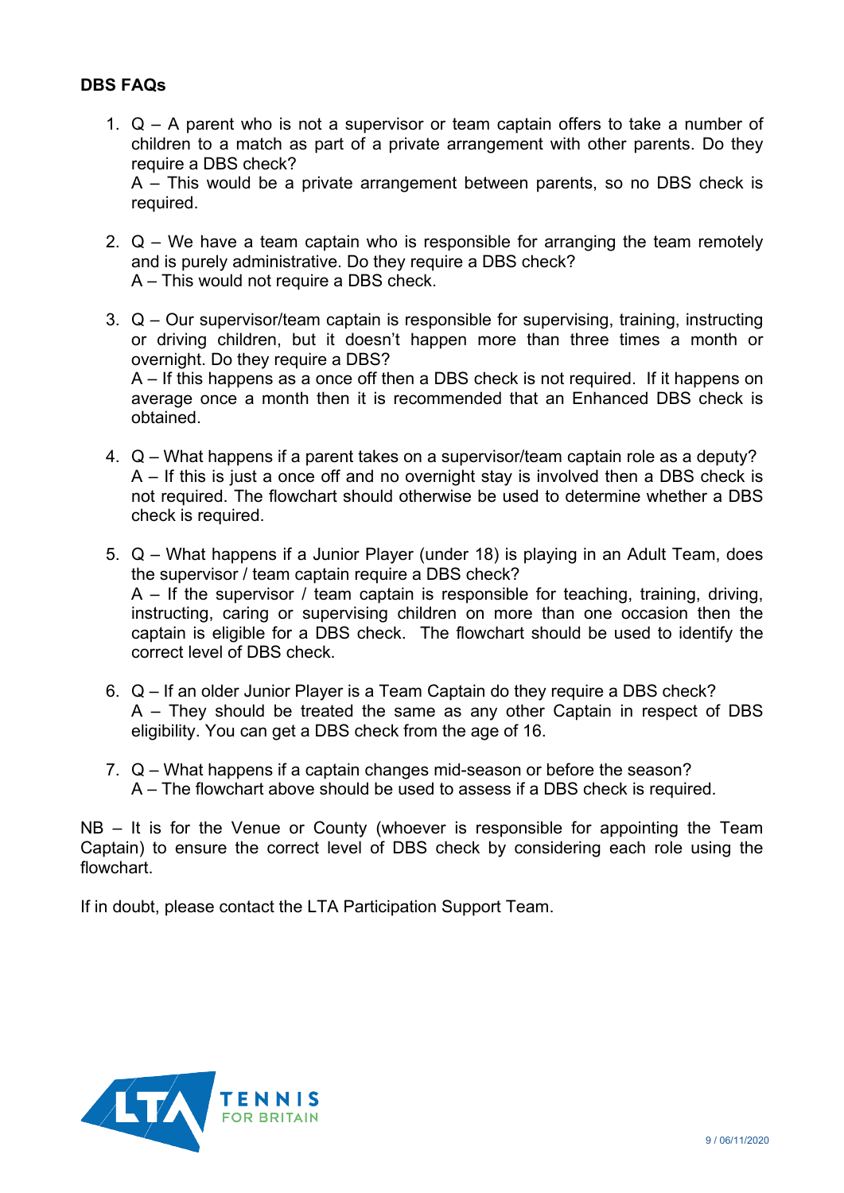**DBS FAQs**

1. Q – A parent who is not a supervisor or team captain offers to take a number of children to a match as part of a private arrangement with other parents. Do they require a DBS check?
   A – This would be a private arrangement between parents, so no DBS check is required.

2. Q – We have a team captain who is responsible for arranging the team remotely and is purely administrative. Do they require a DBS check?
   A – This would not require a DBS check.

3. Q – Our supervisor/team captain is responsible for supervising, training, instructing or driving children, but it doesn't happen more than three times a month or overnight. Do they require a DBS?
   A – If this happens as a once off then a DBS check is not required. If it happens on average once a month then it is recommended that an Enhanced DBS check is obtained.

4. Q – What happens if a parent takes on a supervisor/team captain role as a deputy?
   A – If this is just a once off and no overnight stay is involved then a DBS check is not required. The flowchart should otherwise be used to determine whether a DBS check is required.

5. Q – What happens if a Junior Player (under 18) is playing in an Adult Team, does the supervisor / team captain require a DBS check?
   A – If the supervisor / team captain is responsible for teaching, training, driving, instructing, caring or supervising children on more than one occasion then the captain is eligible for a DBS check. The flowchart should be used to identify the correct level of DBS check.

6. Q – If an older Junior Player is a Team Captain do they require a DBS check?
   A – They should be treated the same as any other Captain in respect of DBS eligibility. You can get a DBS check from the age of 16.

7. Q – What happens if a captain changes mid-season or before the season?
   A – The flowchart above should be used to assess if a DBS check is required.

NB – It is for the Venue or County (whoever is responsible for appointing the Team Captain) to ensure the correct level of DBS check by considering each role using the flowchart.

If in doubt, please contact the LTA Participation Support Team.

LTA TENNIS FOR BRITAIN